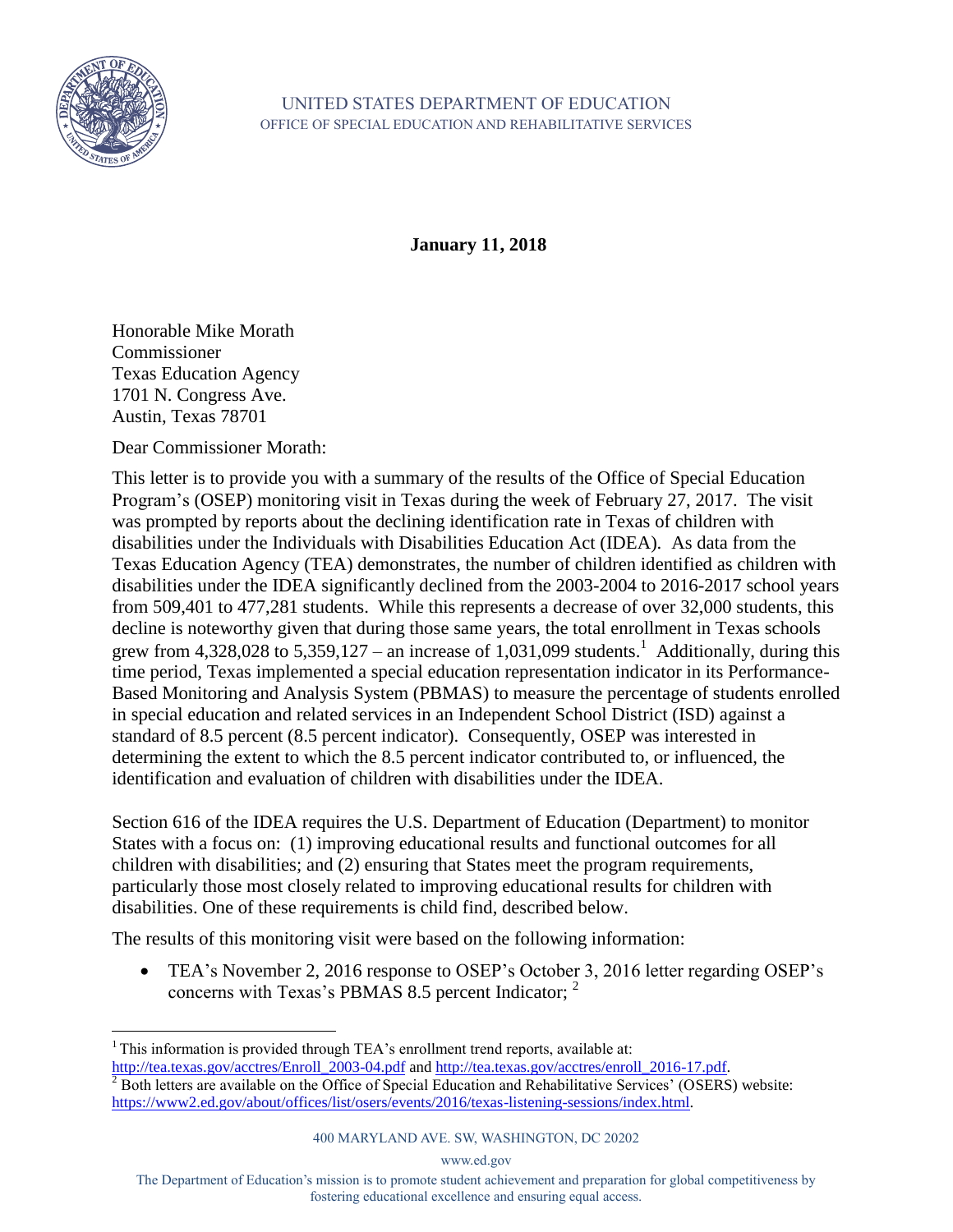UNITED STATES DEPARTMENT OF EDUCATION
OFFICE OF SPECIAL EDUCATION AND REHABILITATIVE SERVICES

**January 11, 2018**

Honorable Mike Morath
Commissioner
Texas Education Agency
1701 N. Congress Ave.
Austin, Texas 78701

Dear Commissioner Morath:

This letter is to provide you with a summary of the results of the Office of Special Education Program's (OSEP) monitoring visit in Texas during the week of February 27, 2017. The visit was prompted by reports about the declining identification rate in Texas of children with disabilities under the Individuals with Disabilities Education Act (IDEA). As data from the Texas Education Agency (TEA) demonstrates, the number of children identified as children with disabilities under the IDEA significantly declined from the 2003-2004 to 2016-2017 school years from 509,401 to 477,281 students. While this represents a decrease of over 32,000 students, this decline is noteworthy given that during those same years, the total enrollment in Texas schools grew from 4,328,028 to 5,359,127 – an increase of 1,031,099 students.[1] Additionally, during this time period, Texas implemented a special education representation indicator in its Performance-Based Monitoring and Analysis System (PBMAS) to measure the percentage of students enrolled in special education and related services in an Independent School District (ISD) against a standard of 8.5 percent (8.5 percent indicator). Consequently, OSEP was interested in determining the extent to which the 8.5 percent indicator contributed to, or influenced, the identification and evaluation of children with disabilities under the IDEA.

Section 616 of the IDEA requires the U.S. Department of Education (Department) to monitor States with a focus on: (1) improving educational results and functional outcomes for all children with disabilities; and (2) ensuring that States meet the program requirements, particularly those most closely related to improving educational results for children with disabilities. One of these requirements is child find, described below.

The results of this monitoring visit were based on the following information:

- TEA's November 2, 2016 response to OSEP's October 3, 2016 letter regarding OSEP's concerns with Texas's PBMAS 8.5 percent Indicator; [2]

---

[1] This information is provided through TEA's enrollment trend reports, available at: http://tea.texas.gov/acctres/Enroll_2003-04.pdf and http://tea.texas.gov/acctres/enroll_2016-17.pdf.

[2] Both letters are available on the Office of Special Education and Rehabilitative Services' (OSERS) website: https://www2.ed.gov/about/offices/list/osers/events/2016/texas-listening-sessions/index.html.

400 MARYLAND AVE. SW, WASHINGTON, DC 20202

www.ed.gov

The Department of Education's mission is to promote student achievement and preparation for global competitiveness by fostering educational excellence and ensuring equal access.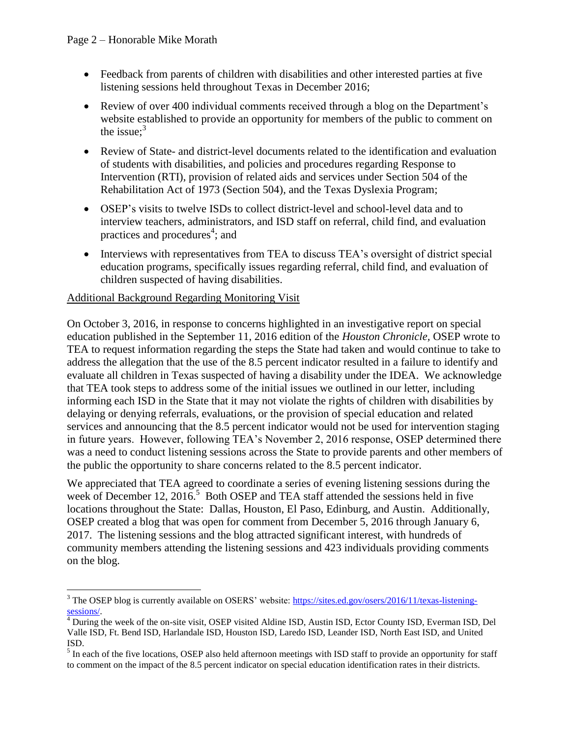- Feedback from parents of children with disabilities and other interested parties at five listening sessions held throughout Texas in December 2016;
- Review of over 400 individual comments received through a blog on the Department's website established to provide an opportunity for members of the public to comment on the issue;[3]
- Review of State- and district-level documents related to the identification and evaluation of students with disabilities, and policies and procedures regarding Response to Intervention (RTI), provision of related aids and services under Section 504 of the Rehabilitation Act of 1973 (Section 504), and the Texas Dyslexia Program;
- OSEP's visits to twelve ISDs to collect district-level and school-level data and to interview teachers, administrators, and ISD staff on referral, child find, and evaluation practices and procedures[4]; and
- Interviews with representatives from TEA to discuss TEA's oversight of district special education programs, specifically issues regarding referral, child find, and evaluation of children suspected of having disabilities.

Additional Background Regarding Monitoring Visit

On October 3, 2016, in response to concerns highlighted in an investigative report on special education published in the September 11, 2016 edition of the *Houston Chronicle,* OSEP wrote to TEA to request information regarding the steps the State had taken and would continue to take to address the allegation that the use of the 8.5 percent indicator resulted in a failure to identify and evaluate all children in Texas suspected of having a disability under the IDEA. We acknowledge that TEA took steps to address some of the initial issues we outlined in our letter, including informing each ISD in the State that it may not violate the rights of children with disabilities by delaying or denying referrals, evaluations, or the provision of special education and related services and announcing that the 8.5 percent indicator would not be used for intervention staging in future years. However, following TEA's November 2, 2016 response, OSEP determined there was a need to conduct listening sessions across the State to provide parents and other members of the public the opportunity to share concerns related to the 8.5 percent indicator.

We appreciated that TEA agreed to coordinate a series of evening listening sessions during the week of December 12, 2016.[5] Both OSEP and TEA staff attended the sessions held in five locations throughout the State: Dallas, Houston, El Paso, Edinburg, and Austin. Additionally, OSEP created a blog that was open for comment from December 5, 2016 through January 6, 2017. The listening sessions and the blog attracted significant interest, with hundreds of community members attending the listening sessions and 423 individuals providing comments on the blog.

---

[3] The OSEP blog is currently available on OSERS' website: https://sites.ed.gov/osers/2016/11/texas-listening-sessions/.

[4] During the week of the on-site visit, OSEP visited Aldine ISD, Austin ISD, Ector County ISD, Everman ISD, Del Valle ISD, Ft. Bend ISD, Harlandale ISD, Houston ISD, Laredo ISD, Leander ISD, North East ISD, and United ISD.

[5] In each of the five locations, OSEP also held afternoon meetings with ISD staff to provide an opportunity for staff to comment on the impact of the 8.5 percent indicator on special education identification rates in their districts.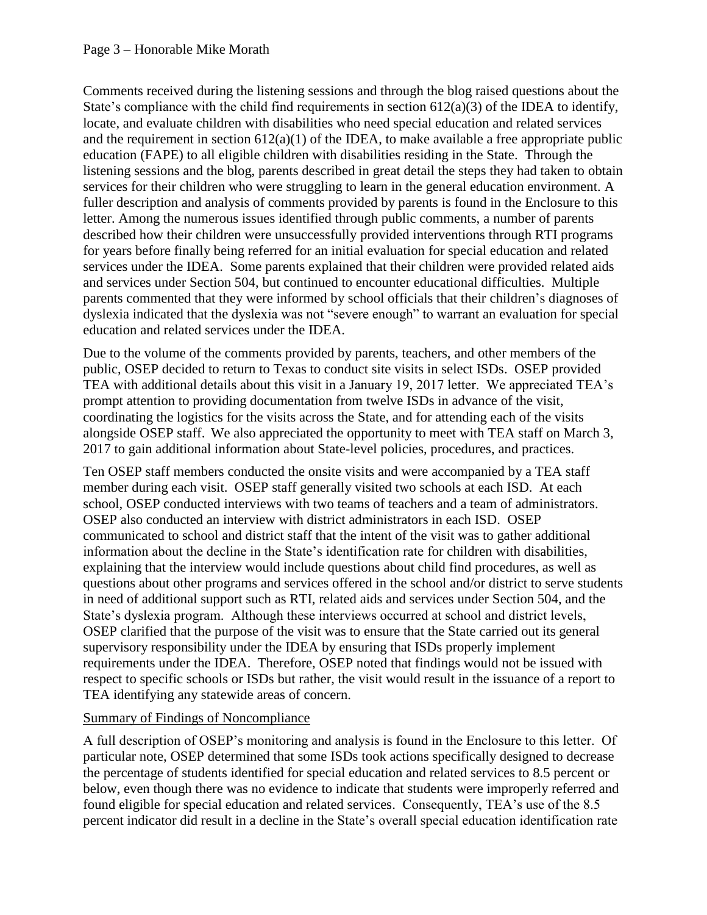Comments received during the listening sessions and through the blog raised questions about the State's compliance with the child find requirements in section 612(a)(3) of the IDEA to identify, locate, and evaluate children with disabilities who need special education and related services and the requirement in section 612(a)(1) of the IDEA, to make available a free appropriate public education (FAPE) to all eligible children with disabilities residing in the State. Through the listening sessions and the blog, parents described in great detail the steps they had taken to obtain services for their children who were struggling to learn in the general education environment. A fuller description and analysis of comments provided by parents is found in the Enclosure to this letter. Among the numerous issues identified through public comments, a number of parents described how their children were unsuccessfully provided interventions through RTI programs for years before finally being referred for an initial evaluation for special education and related services under the IDEA. Some parents explained that their children were provided related aids and services under Section 504, but continued to encounter educational difficulties. Multiple parents commented that they were informed by school officials that their children's diagnoses of dyslexia indicated that the dyslexia was not "severe enough" to warrant an evaluation for special education and related services under the IDEA.

Due to the volume of the comments provided by parents, teachers, and other members of the public, OSEP decided to return to Texas to conduct site visits in select ISDs. OSEP provided TEA with additional details about this visit in a January 19, 2017 letter. We appreciated TEA's prompt attention to providing documentation from twelve ISDs in advance of the visit, coordinating the logistics for the visits across the State, and for attending each of the visits alongside OSEP staff. We also appreciated the opportunity to meet with TEA staff on March 3, 2017 to gain additional information about State-level policies, procedures, and practices.

Ten OSEP staff members conducted the onsite visits and were accompanied by a TEA staff member during each visit. OSEP staff generally visited two schools at each ISD. At each school, OSEP conducted interviews with two teams of teachers and a team of administrators. OSEP also conducted an interview with district administrators in each ISD. OSEP communicated to school and district staff that the intent of the visit was to gather additional information about the decline in the State's identification rate for children with disabilities, explaining that the interview would include questions about child find procedures, as well as questions about other programs and services offered in the school and/or district to serve students in need of additional support such as RTI, related aids and services under Section 504, and the State's dyslexia program. Although these interviews occurred at school and district levels, OSEP clarified that the purpose of the visit was to ensure that the State carried out its general supervisory responsibility under the IDEA by ensuring that ISDs properly implement requirements under the IDEA. Therefore, OSEP noted that findings would not be issued with respect to specific schools or ISDs but rather, the visit would result in the issuance of a report to TEA identifying any statewide areas of concern.

## Summary of Findings of Noncompliance

A full description of OSEP's monitoring and analysis is found in the Enclosure to this letter. Of particular note, OSEP determined that some ISDs took actions specifically designed to decrease the percentage of students identified for special education and related services to 8.5 percent or below, even though there was no evidence to indicate that students were improperly referred and found eligible for special education and related services. Consequently, TEA's use of the 8.5 percent indicator did result in a decline in the State's overall special education identification rate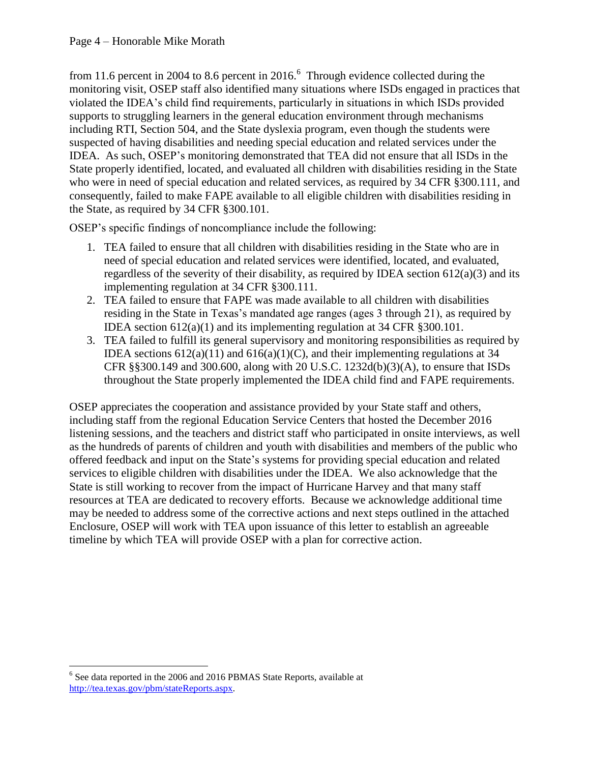from 11.6 percent in 2004 to 8.6 percent in 2016.[6] Through evidence collected during the monitoring visit, OSEP staff also identified many situations where ISDs engaged in practices that violated the IDEA's child find requirements, particularly in situations in which ISDs provided supports to struggling learners in the general education environment through mechanisms including RTI, Section 504, and the State dyslexia program, even though the students were suspected of having disabilities and needing special education and related services under the IDEA. As such, OSEP's monitoring demonstrated that TEA did not ensure that all ISDs in the State properly identified, located, and evaluated all children with disabilities residing in the State who were in need of special education and related services, as required by 34 CFR §300.111, and consequently, failed to make FAPE available to all eligible children with disabilities residing in the State, as required by 34 CFR §300.101.

OSEP's specific findings of noncompliance include the following:

1. TEA failed to ensure that all children with disabilities residing in the State who are in need of special education and related services were identified, located, and evaluated, regardless of the severity of their disability, as required by IDEA section 612(a)(3) and its implementing regulation at 34 CFR §300.111.
2. TEA failed to ensure that FAPE was made available to all children with disabilities residing in the State in Texas's mandated age ranges (ages 3 through 21), as required by IDEA section 612(a)(1) and its implementing regulation at 34 CFR §300.101.
3. TEA failed to fulfill its general supervisory and monitoring responsibilities as required by IDEA sections 612(a)(11) and 616(a)(1)(C), and their implementing regulations at 34 CFR §§300.149 and 300.600, along with 20 U.S.C. 1232d(b)(3)(A), to ensure that ISDs throughout the State properly implemented the IDEA child find and FAPE requirements.

OSEP appreciates the cooperation and assistance provided by your State staff and others, including staff from the regional Education Service Centers that hosted the December 2016 listening sessions, and the teachers and district staff who participated in onsite interviews, as well as the hundreds of parents of children and youth with disabilities and members of the public who offered feedback and input on the State's systems for providing special education and related services to eligible children with disabilities under the IDEA. We also acknowledge that the State is still working to recover from the impact of Hurricane Harvey and that many staff resources at TEA are dedicated to recovery efforts. Because we acknowledge additional time may be needed to address some of the corrective actions and next steps outlined in the attached Enclosure, OSEP will work with TEA upon issuance of this letter to establish an agreeable timeline by which TEA will provide OSEP with a plan for corrective action.

---

[6] See data reported in the 2006 and 2016 PBMAS State Reports, available at http://tea.texas.gov/pbm/stateReports.aspx.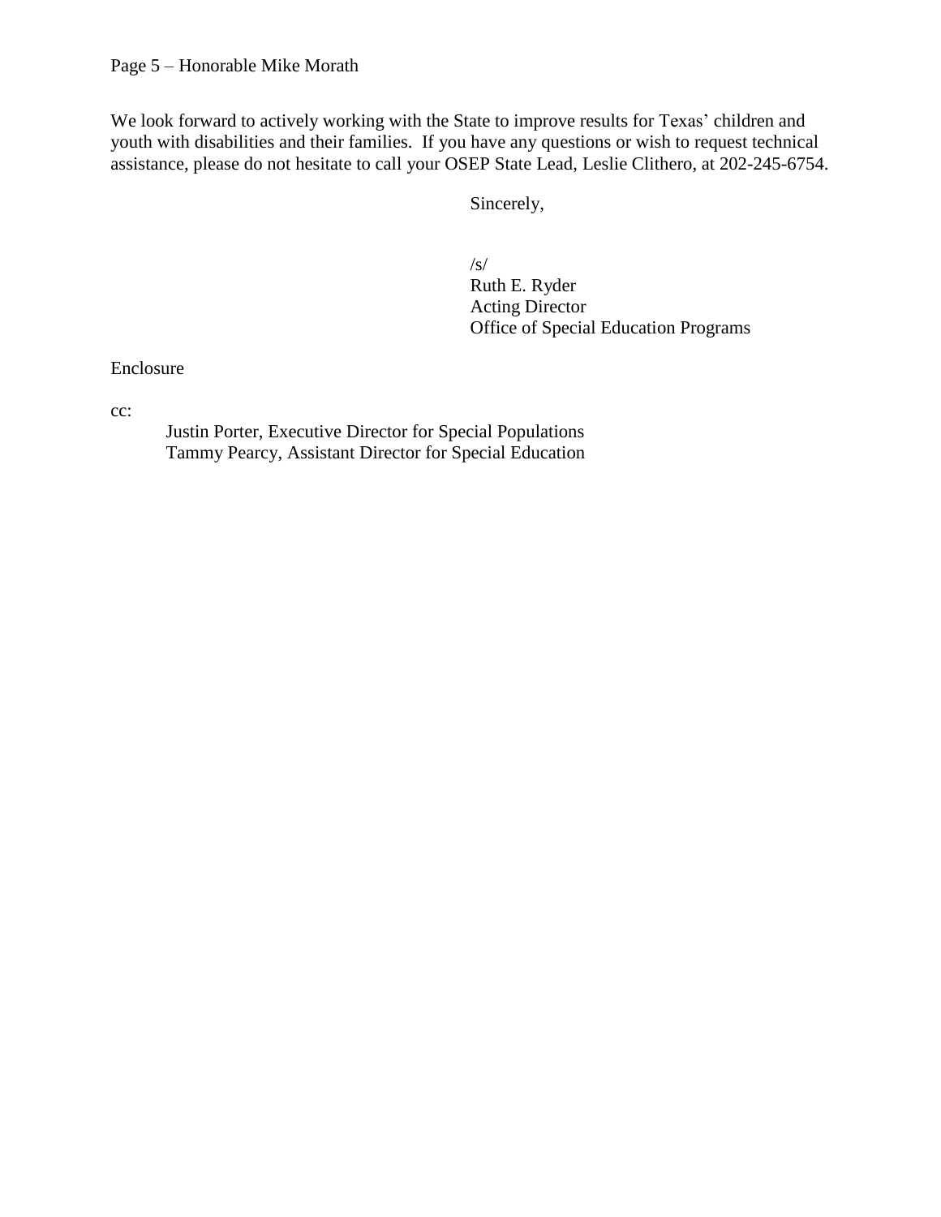We look forward to actively working with the State to improve results for Texas' children and youth with disabilities and their families. If you have any questions or wish to request technical assistance, please do not hesitate to call your OSEP State Lead, Leslie Clithero, at 202-245-6754.

Sincerely,

/s/
Ruth E. Ryder
Acting Director
Office of Special Education Programs

Enclosure

cc:

Justin Porter, Executive Director for Special Populations
Tammy Pearcy, Assistant Director for Special Education